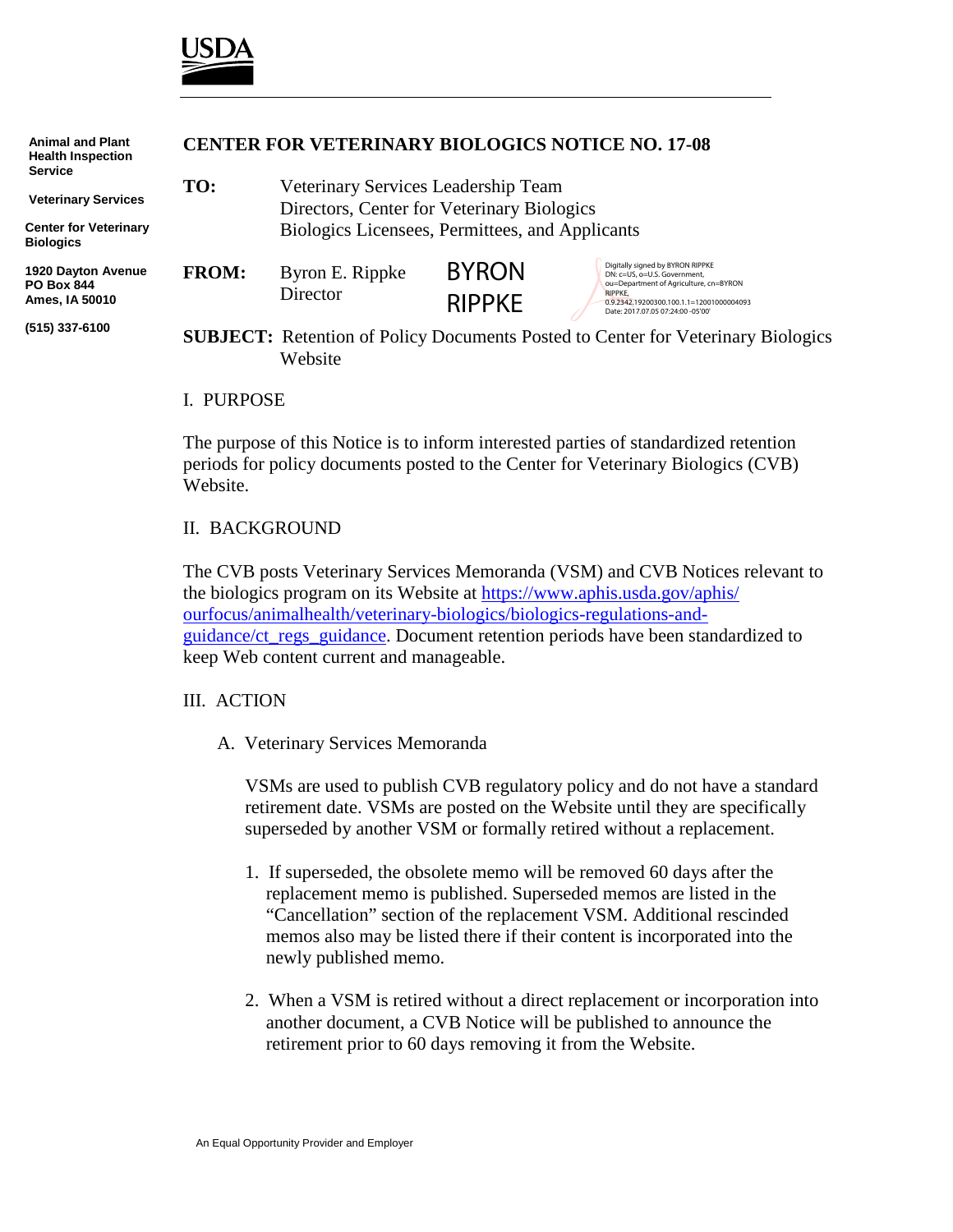Animal and Plant Health Inspection Service

Veterinary Services

Center for Veterinary Biologics

1920 Dayton Avenue
PO Box 844
Ames, IA 50010

(515) 337-6100

# CENTER FOR VETERINARY BIOLOGICS NOTICE NO. 17-08

**TO:** Veterinary Services Leadership Team
Directors, Center for Veterinary Biologics
Biologics Licensees, Permittees, and Applicants

**FROM:** Byron E. Rippke
Director

BYRON RIPPKE

Digitally signed by BYRON RIPPKE
DN: c=US, o=U.S. Government, ou=Department of Agriculture, cn=BYRON RIPPKE, 0.9.2342.19200300.100.1.1=12001000004093
Date: 2017.07.05 07:24:00 -05'00'

**SUBJECT:** Retention of Policy Documents Posted to Center for Veterinary Biologics Website

## I. PURPOSE

The purpose of this Notice is to inform interested parties of standardized retention periods for policy documents posted to the Center for Veterinary Biologics (CVB) Website.

## II. BACKGROUND

The CVB posts Veterinary Services Memoranda (VSM) and CVB Notices relevant to the biologics program on its Website at https://www.aphis.usda.gov/aphis/ourfocus/animalhealth/veterinary-biologics/biologics-regulations-and-guidance/ct_regs_guidance. Document retention periods have been standardized to keep Web content current and manageable.

## III. ACTION

### A. Veterinary Services Memoranda

VSMs are used to publish CVB regulatory policy and do not have a standard retirement date. VSMs are posted on the Website until they are specifically superseded by another VSM or formally retired without a replacement.

1. If superseded, the obsolete memo will be removed 60 days after the replacement memo is published. Superseded memos are listed in the "Cancellation" section of the replacement VSM. Additional rescinded memos also may be listed there if their content is incorporated into the newly published memo.

2. When a VSM is retired without a direct replacement or incorporation into another document, a CVB Notice will be published to announce the retirement prior to 60 days removing it from the Website.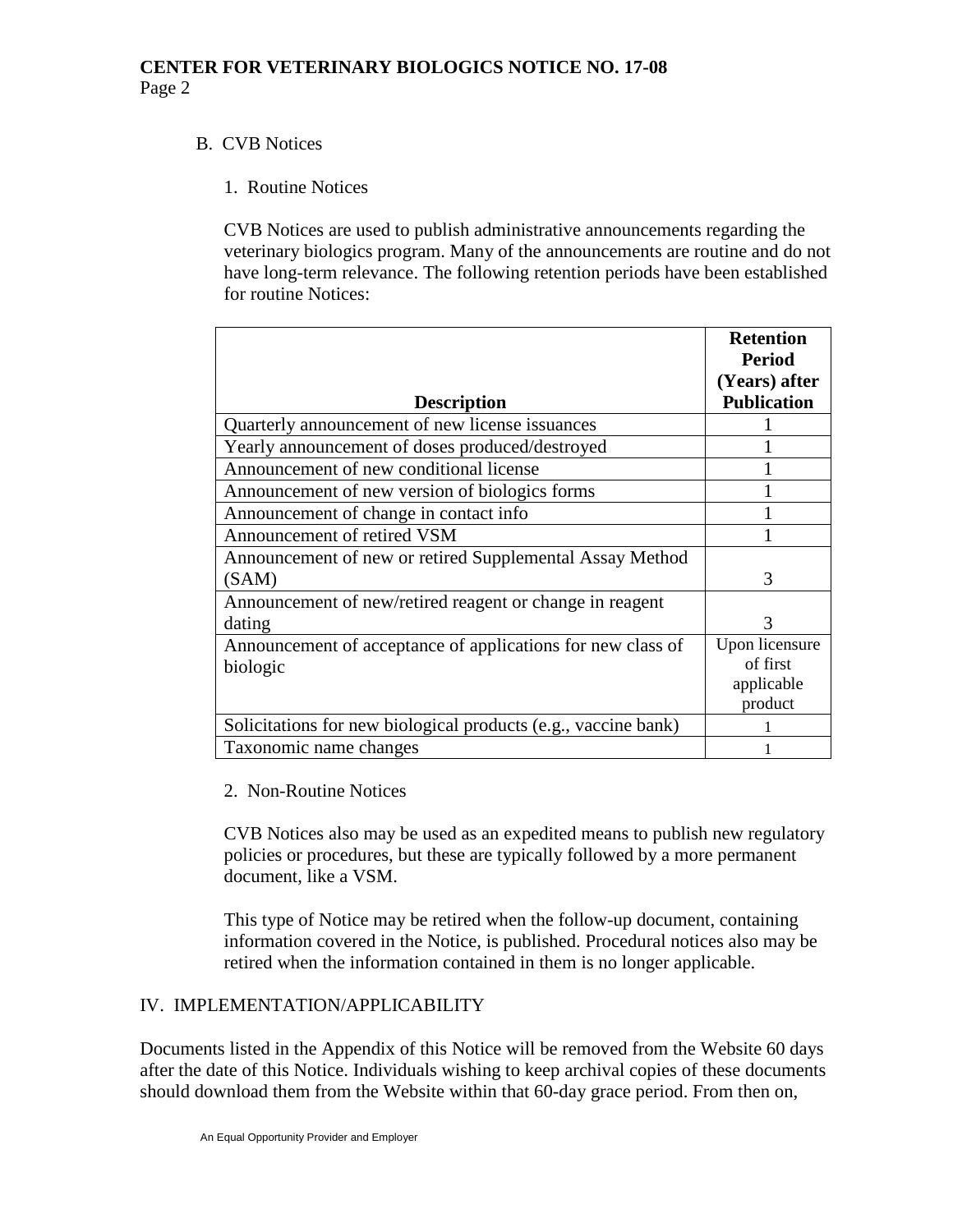B. CVB Notices

1. Routine Notices

CVB Notices are used to publish administrative announcements regarding the veterinary biologics program. Many of the announcements are routine and do not have long-term relevance. The following retention periods have been established for routine Notices:

| Description | Retention Period (Years) after Publication |
|---|---|
| Quarterly announcement of new license issuances | 1 |
| Yearly announcement of doses produced/destroyed | 1 |
| Announcement of new conditional license | 1 |
| Announcement of new version of biologics forms | 1 |
| Announcement of change in contact info | 1 |
| Announcement of retired VSM | 1 |
| Announcement of new or retired Supplemental Assay Method (SAM) | 3 |
| Announcement of new/retired reagent or change in reagent dating | 3 |
| Announcement of acceptance of applications for new class of biologic | Upon licensure of first applicable product |
| Solicitations for new biological products (e.g., vaccine bank) | 1 |
| Taxonomic name changes | 1 |

2. Non-Routine Notices

CVB Notices also may be used as an expedited means to publish new regulatory policies or procedures, but these are typically followed by a more permanent document, like a VSM.

This type of Notice may be retired when the follow-up document, containing information covered in the Notice, is published. Procedural notices also may be retired when the information contained in them is no longer applicable.

## IV. IMPLEMENTATION/APPLICABILITY

Documents listed in the Appendix of this Notice will be removed from the Website 60 days after the date of this Notice. Individuals wishing to keep archival copies of these documents should download them from the Website within that 60-day grace period. From then on,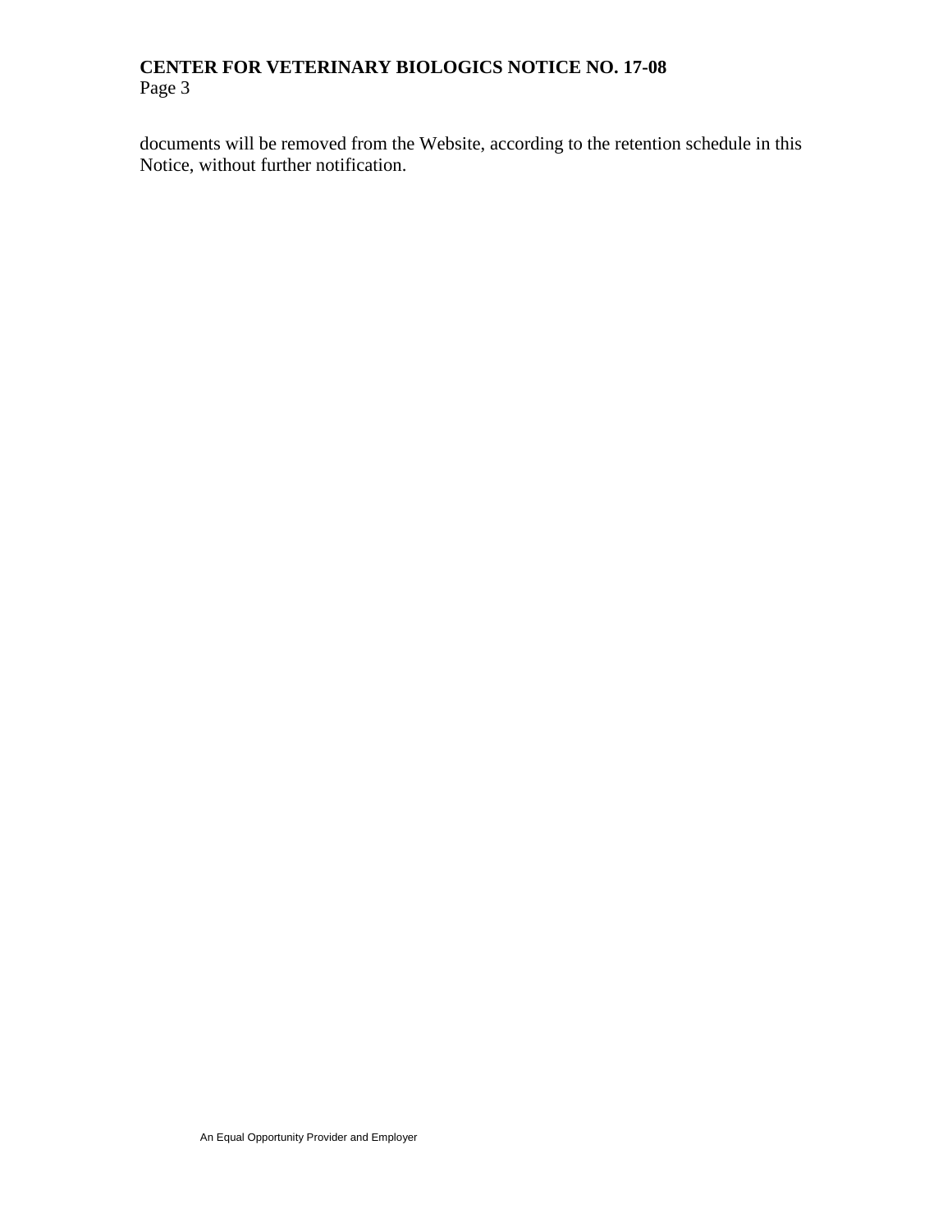documents will be removed from the Website, according to the retention schedule in this Notice, without further notification.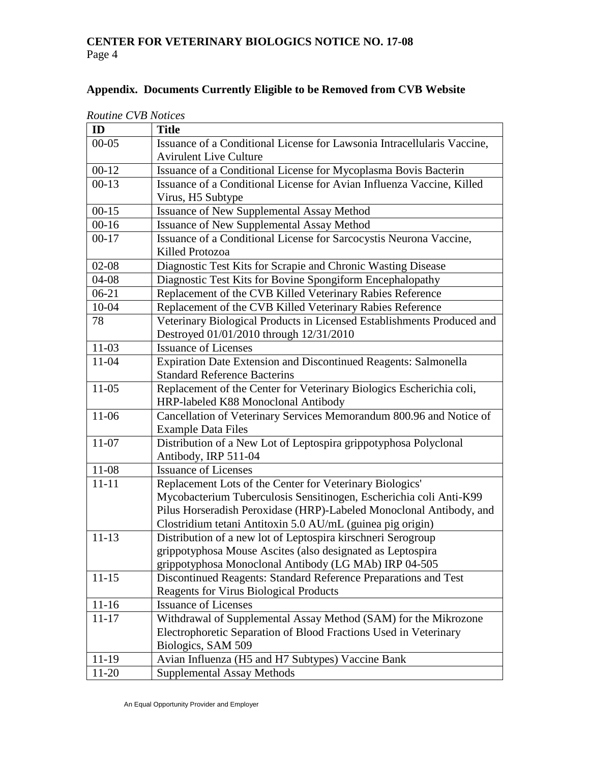## Appendix. Documents Currently Eligible to be Removed from CVB Website

*Routine CVB Notices*

| ID | Title |
|---|---|
| 00-05 | Issuance of a Conditional License for Lawsonia Intracellularis Vaccine, Avirulent Live Culture |
| 00-12 | Issuance of a Conditional License for Mycoplasma Bovis Bacterin |
| 00-13 | Issuance of a Conditional License for Avian Influenza Vaccine, Killed Virus, H5 Subtype |
| 00-15 | Issuance of New Supplemental Assay Method |
| 00-16 | Issuance of New Supplemental Assay Method |
| 00-17 | Issuance of a Conditional License for Sarcocystis Neurona Vaccine, Killed Protozoa |
| 02-08 | Diagnostic Test Kits for Scrapie and Chronic Wasting Disease |
| 04-08 | Diagnostic Test Kits for Bovine Spongiform Encephalopathy |
| 06-21 | Replacement of the CVB Killed Veterinary Rabies Reference |
| 10-04 | Replacement of the CVB Killed Veterinary Rabies Reference |
| 78 | Veterinary Biological Products in Licensed Establishments Produced and Destroyed 01/01/2010 through 12/31/2010 |
| 11-03 | Issuance of Licenses |
| 11-04 | Expiration Date Extension and Discontinued Reagents: Salmonella Standard Reference Bacterins |
| 11-05 | Replacement of the Center for Veterinary Biologics Escherichia coli, HRP-labeled K88 Monoclonal Antibody |
| 11-06 | Cancellation of Veterinary Services Memorandum 800.96 and Notice of Example Data Files |
| 11-07 | Distribution of a New Lot of Leptospira grippotyphosa Polyclonal Antibody, IRP 511-04 |
| 11-08 | Issuance of Licenses |
| 11-11 | Replacement Lots of the Center for Veterinary Biologics' Mycobacterium Tuberculosis Sensitinogen, Escherichia coli Anti-K99 Pilus Horseradish Peroxidase (HRP)-Labeled Monoclonal Antibody, and Clostridium tetani Antitoxin 5.0 AU/mL (guinea pig origin) |
| 11-13 | Distribution of a new lot of Leptospira kirschneri Serogroup grippotyphosa Mouse Ascites (also designated as Leptospira grippotyphosa Monoclonal Antibody (LG MAb) IRP 04-505 |
| 11-15 | Discontinued Reagents: Standard Reference Preparations and Test Reagents for Virus Biological Products |
| 11-16 | Issuance of Licenses |
| 11-17 | Withdrawal of Supplemental Assay Method (SAM) for the Mikrozone Electrophoretic Separation of Blood Fractions Used in Veterinary Biologics, SAM 509 |
| 11-19 | Avian Influenza (H5 and H7 Subtypes) Vaccine Bank |
| 11-20 | Supplemental Assay Methods |

An Equal Opportunity Provider and Employer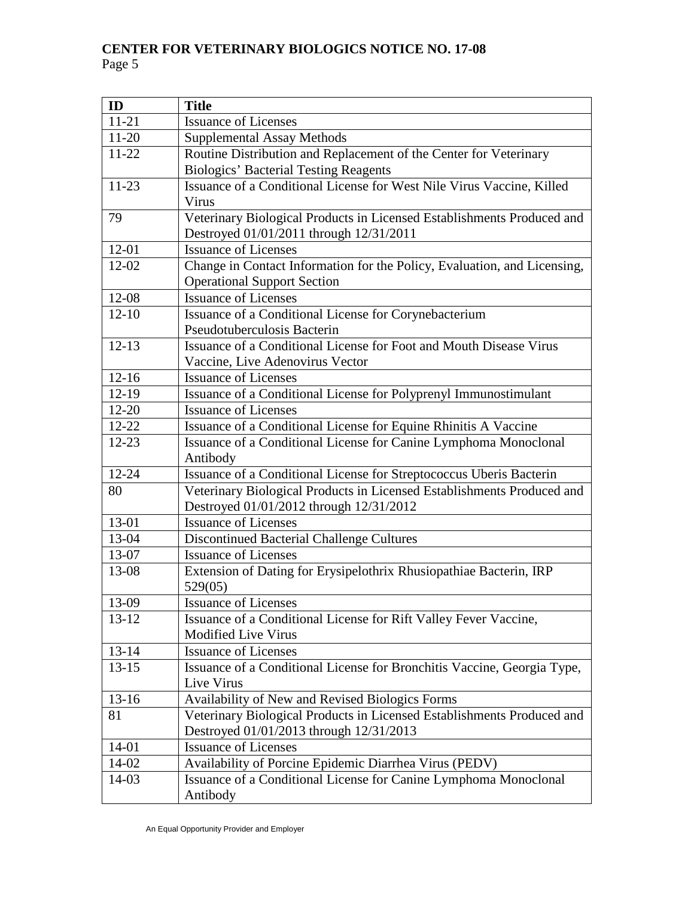| ID | Title |
|---|---|
| 11-21 | Issuance of Licenses |
| 11-20 | Supplemental Assay Methods |
| 11-22 | Routine Distribution and Replacement of the Center for Veterinary Biologics' Bacterial Testing Reagents |
| 11-23 | Issuance of a Conditional License for West Nile Virus Vaccine, Killed Virus |
| 79 | Veterinary Biological Products in Licensed Establishments Produced and Destroyed 01/01/2011 through 12/31/2011 |
| 12-01 | Issuance of Licenses |
| 12-02 | Change in Contact Information for the Policy, Evaluation, and Licensing, Operational Support Section |
| 12-08 | Issuance of Licenses |
| 12-10 | Issuance of a Conditional License for Corynebacterium Pseudotuberculosis Bacterin |
| 12-13 | Issuance of a Conditional License for Foot and Mouth Disease Virus Vaccine, Live Adenovirus Vector |
| 12-16 | Issuance of Licenses |
| 12-19 | Issuance of a Conditional License for Polyprenyl Immunostimulant |
| 12-20 | Issuance of Licenses |
| 12-22 | Issuance of a Conditional License for Equine Rhinitis A Vaccine |
| 12-23 | Issuance of a Conditional License for Canine Lymphoma Monoclonal Antibody |
| 12-24 | Issuance of a Conditional License for Streptococcus Uberis Bacterin |
| 80 | Veterinary Biological Products in Licensed Establishments Produced and Destroyed 01/01/2012 through 12/31/2012 |
| 13-01 | Issuance of Licenses |
| 13-04 | Discontinued Bacterial Challenge Cultures |
| 13-07 | Issuance of Licenses |
| 13-08 | Extension of Dating for Erysipelothrix Rhusiopathiae Bacterin, IRP 529(05) |
| 13-09 | Issuance of Licenses |
| 13-12 | Issuance of a Conditional License for Rift Valley Fever Vaccine, Modified Live Virus |
| 13-14 | Issuance of Licenses |
| 13-15 | Issuance of a Conditional License for Bronchitis Vaccine, Georgia Type, Live Virus |
| 13-16 | Availability of New and Revised Biologics Forms |
| 81 | Veterinary Biological Products in Licensed Establishments Produced and Destroyed 01/01/2013 through 12/31/2013 |
| 14-01 | Issuance of Licenses |
| 14-02 | Availability of Porcine Epidemic Diarrhea Virus (PEDV) |
| 14-03 | Issuance of a Conditional License for Canine Lymphoma Monoclonal Antibody |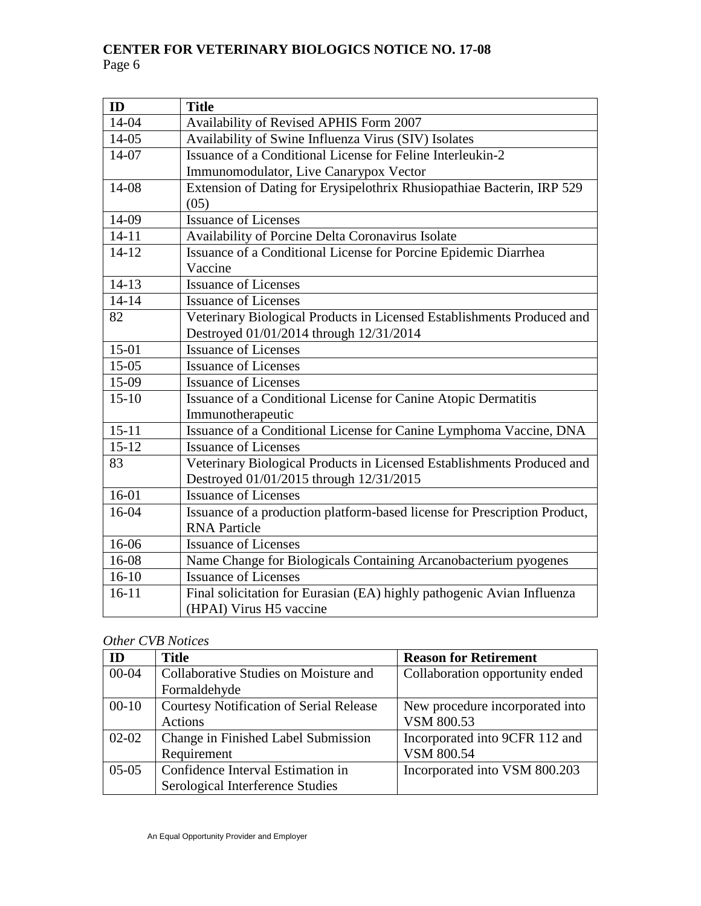| ID | Title |
|---|---|
| 14-04 | Availability of Revised APHIS Form 2007 |
| 14-05 | Availability of Swine Influenza Virus (SIV) Isolates |
| 14-07 | Issuance of a Conditional License for Feline Interleukin-2 Immunomodulator, Live Canarypox Vector |
| 14-08 | Extension of Dating for Erysipelothrix Rhusiopathiae Bacterin, IRP 529 (05) |
| 14-09 | Issuance of Licenses |
| 14-11 | Availability of Porcine Delta Coronavirus Isolate |
| 14-12 | Issuance of a Conditional License for Porcine Epidemic Diarrhea Vaccine |
| 14-13 | Issuance of Licenses |
| 14-14 | Issuance of Licenses |
| 82 | Veterinary Biological Products in Licensed Establishments Produced and Destroyed 01/01/2014 through 12/31/2014 |
| 15-01 | Issuance of Licenses |
| 15-05 | Issuance of Licenses |
| 15-09 | Issuance of Licenses |
| 15-10 | Issuance of a Conditional License for Canine Atopic Dermatitis Immunotherapeutic |
| 15-11 | Issuance of a Conditional License for Canine Lymphoma Vaccine, DNA |
| 15-12 | Issuance of Licenses |
| 83 | Veterinary Biological Products in Licensed Establishments Produced and Destroyed 01/01/2015 through 12/31/2015 |
| 16-01 | Issuance of Licenses |
| 16-04 | Issuance of a production platform-based license for Prescription Product, RNA Particle |
| 16-06 | Issuance of Licenses |
| 16-08 | Name Change for Biologicals Containing Arcanobacterium pyogenes |
| 16-10 | Issuance of Licenses |
| 16-11 | Final solicitation for Eurasian (EA) highly pathogenic Avian Influenza (HPAI) Virus H5 vaccine |

*Other CVB Notices*

| ID | Title | Reason for Retirement |
|---|---|---|
| 00-04 | Collaborative Studies on Moisture and Formaldehyde | Collaboration opportunity ended |
| 00-10 | Courtesy Notification of Serial Release Actions | New procedure incorporated into VSM 800.53 |
| 02-02 | Change in Finished Label Submission Requirement | Incorporated into 9CFR 112 and VSM 800.54 |
| 05-05 | Confidence Interval Estimation in Serological Interference Studies | Incorporated into VSM 800.203 |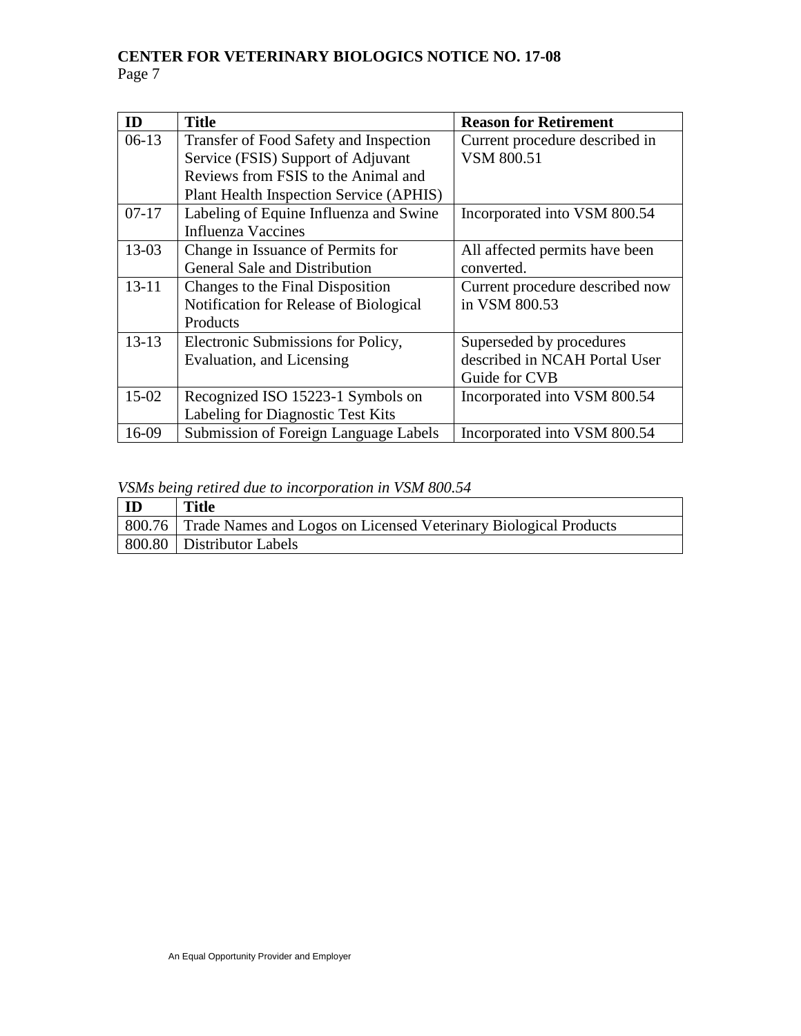| ID | Title | Reason for Retirement |
|---|---|---|
| 06-13 | Transfer of Food Safety and Inspection Service (FSIS) Support of Adjuvant Reviews from FSIS to the Animal and Plant Health Inspection Service (APHIS) | Current procedure described in VSM 800.51 |
| 07-17 | Labeling of Equine Influenza and Swine Influenza Vaccines | Incorporated into VSM 800.54 |
| 13-03 | Change in Issuance of Permits for General Sale and Distribution | All affected permits have been converted. |
| 13-11 | Changes to the Final Disposition Notification for Release of Biological Products | Current procedure described now in VSM 800.53 |
| 13-13 | Electronic Submissions for Policy, Evaluation, and Licensing | Superseded by procedures described in NCAH Portal User Guide for CVB |
| 15-02 | Recognized ISO 15223-1 Symbols on Labeling for Diagnostic Test Kits | Incorporated into VSM 800.54 |
| 16-09 | Submission of Foreign Language Labels | Incorporated into VSM 800.54 |

*VSMs being retired due to incorporation in VSM 800.54*

| ID | Title |
|---|---|
| 800.76 | Trade Names and Logos on Licensed Veterinary Biological Products |
| 800.80 | Distributor Labels |

An Equal Opportunity Provider and Employer